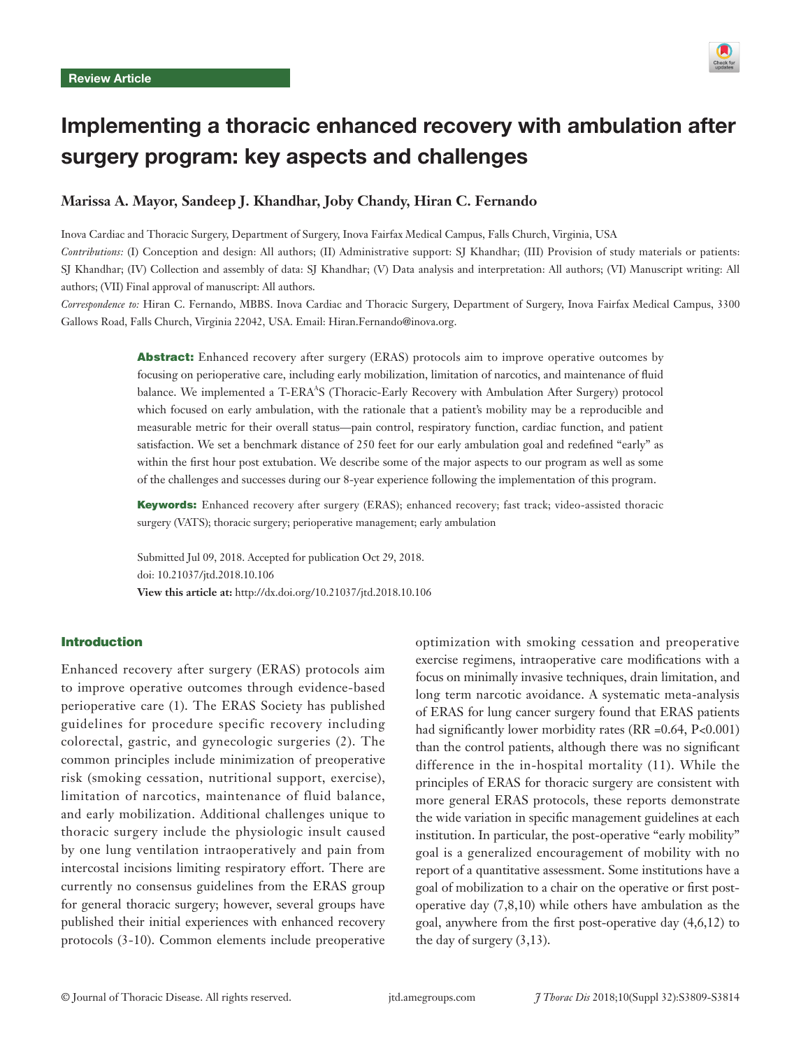Review Article

# Implementing a thoracic enhanced recovery with ambulation after surgery program: key aspects and challenges

**Marissa A. Mayor, Sandeep J. Khandhar, Joby Chandy, Hiran C. Fernando**

Inova Cardiac and Thoracic Surgery, Department of Surgery, Inova Fairfax Medical Campus, Falls Church, Virginia, USA

*Contributions:* (I) Conception and design: All authors; (II) Administrative support: SJ Khandhar; (III) Provision of study materials or patients: SJ Khandhar; (IV) Collection and assembly of data: SJ Khandhar; (V) Data analysis and interpretation: All authors; (VI) Manuscript writing: All authors; (VII) Final approval of manuscript: All authors.

*Correspondence to:* Hiran C. Fernando, MBBS. Inova Cardiac and Thoracic Surgery, Department of Surgery, Inova Fairfax Medical Campus, 3300 Gallows Road, Falls Church, Virginia 22042, USA. Email: Hiran.Fernando@inova.org.

**Abstract:** Enhanced recovery after surgery (ERAS) protocols aim to improve operative outcomes by focusing on perioperative care, including early mobilization, limitation of narcotics, and maintenance of fluid balance. We implemented a T-ERA[A]S (Thoracic-Early Recovery with Ambulation After Surgery) protocol which focused on early ambulation, with the rationale that a patient's mobility may be a reproducible and measurable metric for their overall status—pain control, respiratory function, cardiac function, and patient satisfaction. We set a benchmark distance of 250 feet for our early ambulation goal and redefined "early" as within the first hour post extubation. We describe some of the major aspects to our program as well as some of the challenges and successes during our 8-year experience following the implementation of this program.

**Keywords:** Enhanced recovery after surgery (ERAS); enhanced recovery; fast track; video-assisted thoracic surgery (VATS); thoracic surgery; perioperative management; early ambulation

Submitted Jul 09, 2018. Accepted for publication Oct 29, 2018.
doi: 10.21037/jtd.2018.10.106
**View this article at:** http://dx.doi.org/10.21037/jtd.2018.10.106

## Introduction

Enhanced recovery after surgery (ERAS) protocols aim to improve operative outcomes through evidence-based perioperative care (1). The ERAS Society has published guidelines for procedure specific recovery including colorectal, gastric, and gynecologic surgeries (2). The common principles include minimization of preoperative risk (smoking cessation, nutritional support, exercise), limitation of narcotics, maintenance of fluid balance, and early mobilization. Additional challenges unique to thoracic surgery include the physiologic insult caused by one lung ventilation intraoperatively and pain from intercostal incisions limiting respiratory effort. There are currently no consensus guidelines from the ERAS group for general thoracic surgery; however, several groups have published their initial experiences with enhanced recovery protocols (3-10). Common elements include preoperative optimization with smoking cessation and preoperative exercise regimens, intraoperative care modifications with a focus on minimally invasive techniques, drain limitation, and long term narcotic avoidance. A systematic meta-analysis of ERAS for lung cancer surgery found that ERAS patients had significantly lower morbidity rates (RR =0.64, $P<0.001$) than the control patients, although there was no significant difference in the in-hospital mortality (11). While the principles of ERAS for thoracic surgery are consistent with more general ERAS protocols, these reports demonstrate the wide variation in specific management guidelines at each institution. In particular, the post-operative "early mobility" goal is a generalized encouragement of mobility with no report of a quantitative assessment. Some institutions have a goal of mobilization to a chair on the operative or first post-operative day (7,8,10) while others have ambulation as the goal, anywhere from the first post-operative day (4,6,12) to the day of surgery (3,13).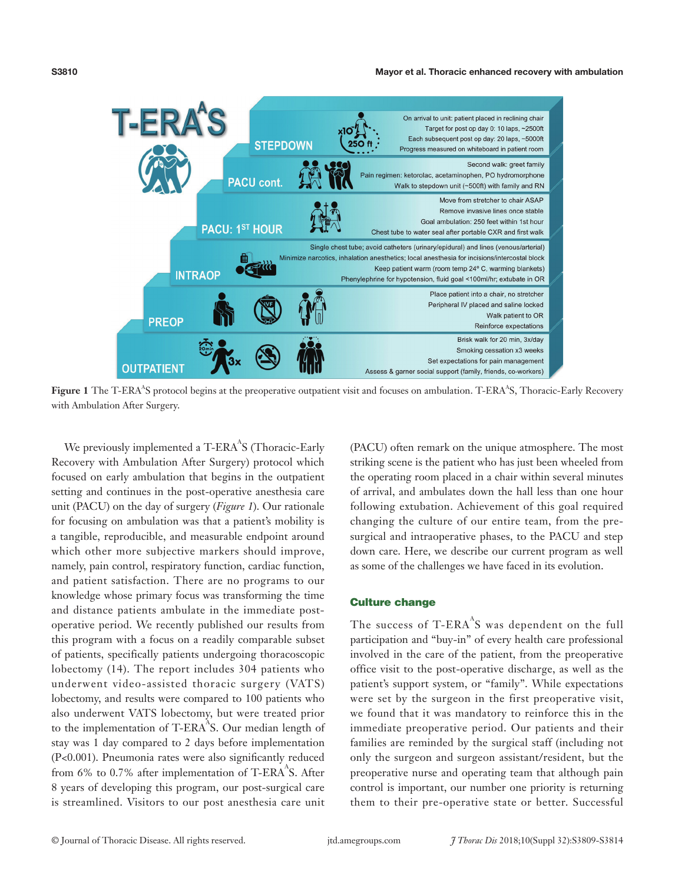**T-ERA$^A$S**

| Phase | Protocol elements |
|---|---|
| STEPDOWN | On arrival to unit: patient placed in reclining chair; Target for post op day 0: 10 laps, ~2500ft; Each subsequent post op day: 20 laps, ~5000ft; Progress measured on whiteboard in patient room |
| PACU cont. | Second walk: greet family; Pain regimen: ketorolac, acetaminophen, PO hydromorphone; Walk to stepdown unit (~500ft) with family and RN |
| PACU: 1ST HOUR | Move from stretcher to chair ASAP; Remove invasive lines once stable; Goal ambulation: 250 feet within 1st hour; Chest tube to water seal after portable CXR and first walk |
| INTRAOP | Single chest tube; avoid catheters (urinary/epidural) and lines (venous/arterial); Minimize narcotics, inhalation anesthetics; local anesthesia for incisions/intercostal block; Keep patient warm (room temp 24° C, warming blankets); Phenylephrine for hypotension, fluid goal <100ml/hr; extubate in OR |
| PREOP | Place patient into a chair, no stretcher; Peripheral IV placed and saline locked; Walk patient to OR; Reinforce expectations |
| OUTPATIENT | Brisk walk for 20 min, 3x/day; Smoking cessation x3 weeks; Set expectations for pain management; Assess & garner social support (family, friends, co-workers) |

**Figure 1** The T-ERA$^A$S protocol begins at the preoperative outpatient visit and focuses on ambulation. T-ERA$^A$S, Thoracic-Early Recovery with Ambulation After Surgery.

We previously implemented a T-ERA$^A$S (Thoracic-Early Recovery with Ambulation After Surgery) protocol which focused on early ambulation that begins in the outpatient setting and continues in the post-operative anesthesia care unit (PACU) on the day of surgery (*Figure 1*). Our rationale for focusing on ambulation was that a patient's mobility is a tangible, reproducible, and measurable endpoint around which other more subjective markers should improve, namely, pain control, respiratory function, cardiac function, and patient satisfaction. There are no programs to our knowledge whose primary focus was transforming the time and distance patients ambulate in the immediate post-operative period. We recently published our results from this program with a focus on a readily comparable subset of patients, specifically patients undergoing thoracoscopic lobectomy (14). The report includes 304 patients who underwent video-assisted thoracic surgery (VATS) lobectomy, and results were compared to 100 patients who also underwent VATS lobectomy, but were treated prior to the implementation of T-ERA$^A$S. Our median length of stay was 1 day compared to 2 days before implementation (P<0.001). Pneumonia rates were also significantly reduced from 6% to 0.7% after implementation of T-ERA$^A$S. After 8 years of developing this program, our post-surgical care is streamlined. Visitors to our post anesthesia care unit (PACU) often remark on the unique atmosphere. The most striking scene is the patient who has just been wheeled from the operating room placed in a chair within several minutes of arrival, and ambulates down the hall less than one hour following extubation. Achievement of this goal required changing the culture of our entire team, from the pre-surgical and intraoperative phases, to the PACU and step down care. Here, we describe our current program as well as some of the challenges we have faced in its evolution.

## Culture change

The success of T-ERA$^A$S was dependent on the full participation and "buy-in" of every health care professional involved in the care of the patient, from the preoperative office visit to the post-operative discharge, as well as the patient's support system, or "family". While expectations were set by the surgeon in the first preoperative visit, we found that it was mandatory to reinforce this in the immediate preoperative period. Our patients and their families are reminded by the surgical staff (including not only the surgeon and surgeon assistant/resident, but the preoperative nurse and operating team that although pain control is important, our number one priority is returning them to their pre-operative state or better. Successful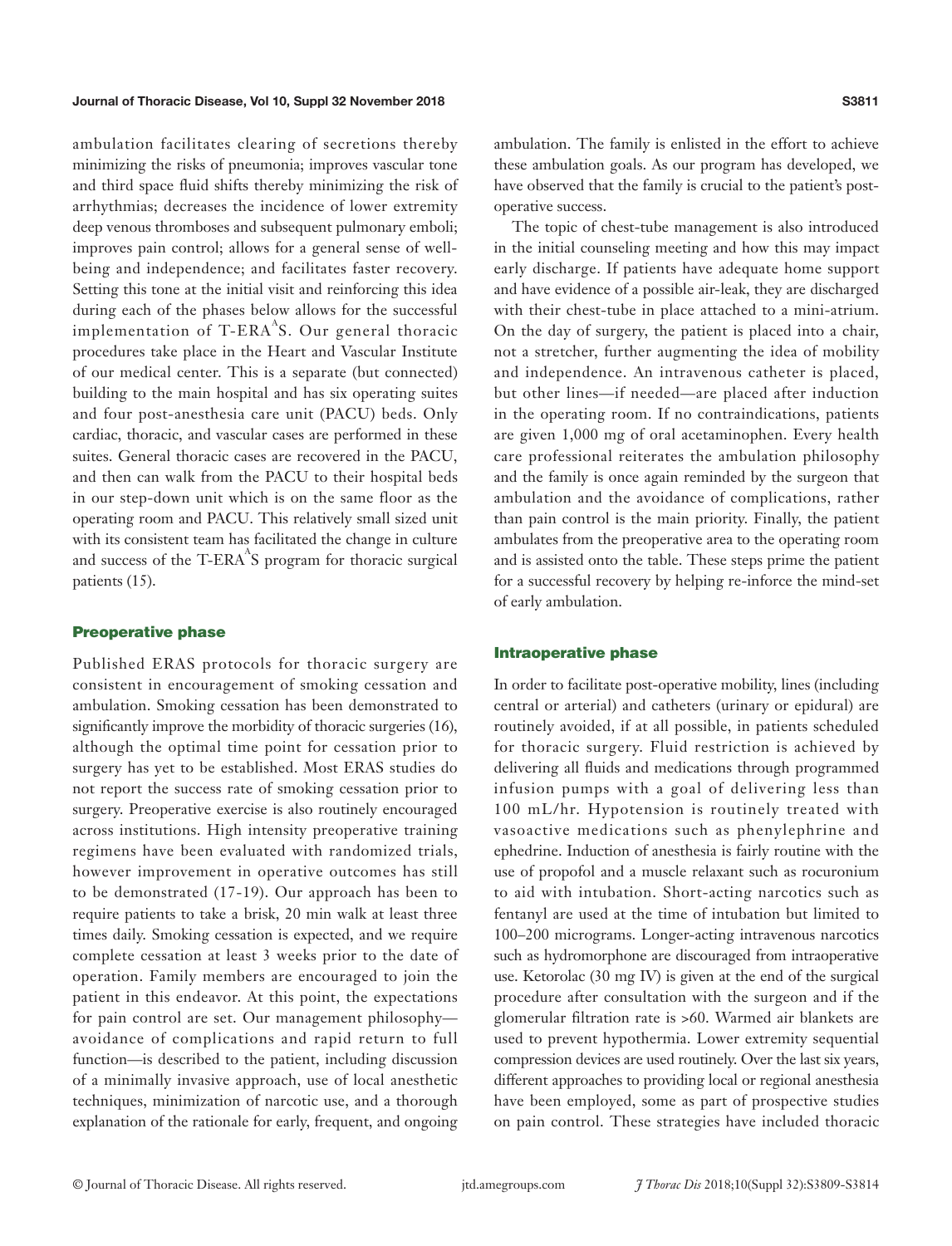ambulation facilitates clearing of secretions thereby minimizing the risks of pneumonia; improves vascular tone and third space fluid shifts thereby minimizing the risk of arrhythmias; decreases the incidence of lower extremity deep venous thromboses and subsequent pulmonary emboli; improves pain control; allows for a general sense of well-being and independence; and facilitates faster recovery. Setting this tone at the initial visit and reinforcing this idea during each of the phases below allows for the successful implementation of T-ERA$^A$S. Our general thoracic procedures take place in the Heart and Vascular Institute of our medical center. This is a separate (but connected) building to the main hospital and has six operating suites and four post-anesthesia care unit (PACU) beds. Only cardiac, thoracic, and vascular cases are performed in these suites. General thoracic cases are recovered in the PACU, and then can walk from the PACU to their hospital beds in our step-down unit which is on the same floor as the operating room and PACU. This relatively small sized unit with its consistent team has facilitated the change in culture and success of the T-ERA$^A$S program for thoracic surgical patients (15).

### Preoperative phase

Published ERAS protocols for thoracic surgery are consistent in encouragement of smoking cessation and ambulation. Smoking cessation has been demonstrated to significantly improve the morbidity of thoracic surgeries (16), although the optimal time point for cessation prior to surgery has yet to be established. Most ERAS studies do not report the success rate of smoking cessation prior to surgery. Preoperative exercise is also routinely encouraged across institutions. High intensity preoperative training regimens have been evaluated with randomized trials, however improvement in operative outcomes has still to be demonstrated (17-19). Our approach has been to require patients to take a brisk, 20 min walk at least three times daily. Smoking cessation is expected, and we require complete cessation at least 3 weeks prior to the date of operation. Family members are encouraged to join the patient in this endeavor. At this point, the expectations for pain control are set. Our management philosophy—avoidance of complications and rapid return to full function—is described to the patient, including discussion of a minimally invasive approach, use of local anesthetic techniques, minimization of narcotic use, and a thorough explanation of the rationale for early, frequent, and ongoing ambulation. The family is enlisted in the effort to achieve these ambulation goals. As our program has developed, we have observed that the family is crucial to the patient's post-operative success.

The topic of chest-tube management is also introduced in the initial counseling meeting and how this may impact early discharge. If patients have adequate home support and have evidence of a possible air-leak, they are discharged with their chest-tube in place attached to a mini-atrium. On the day of surgery, the patient is placed into a chair, not a stretcher, further augmenting the idea of mobility and independence. An intravenous catheter is placed, but other lines—if needed—are placed after induction in the operating room. If no contraindications, patients are given 1,000 mg of oral acetaminophen. Every health care professional reiterates the ambulation philosophy and the family is once again reminded by the surgeon that ambulation and the avoidance of complications, rather than pain control is the main priority. Finally, the patient ambulates from the preoperative area to the operating room and is assisted onto the table. These steps prime the patient for a successful recovery by helping re-inforce the mind-set of early ambulation.

### Intraoperative phase

In order to facilitate post-operative mobility, lines (including central or arterial) and catheters (urinary or epidural) are routinely avoided, if at all possible, in patients scheduled for thoracic surgery. Fluid restriction is achieved by delivering all fluids and medications through programmed infusion pumps with a goal of delivering less than 100 mL/hr. Hypotension is routinely treated with vasoactive medications such as phenylephrine and ephedrine. Induction of anesthesia is fairly routine with the use of propofol and a muscle relaxant such as rocuronium to aid with intubation. Short-acting narcotics such as fentanyl are used at the time of intubation but limited to 100–200 micrograms. Longer-acting intravenous narcotics such as hydromorphone are discouraged from intraoperative use. Ketorolac (30 mg IV) is given at the end of the surgical procedure after consultation with the surgeon and if the glomerular filtration rate is >60. Warmed air blankets are used to prevent hypothermia. Lower extremity sequential compression devices are used routinely. Over the last six years, different approaches to providing local or regional anesthesia have been employed, some as part of prospective studies on pain control. These strategies have included thoracic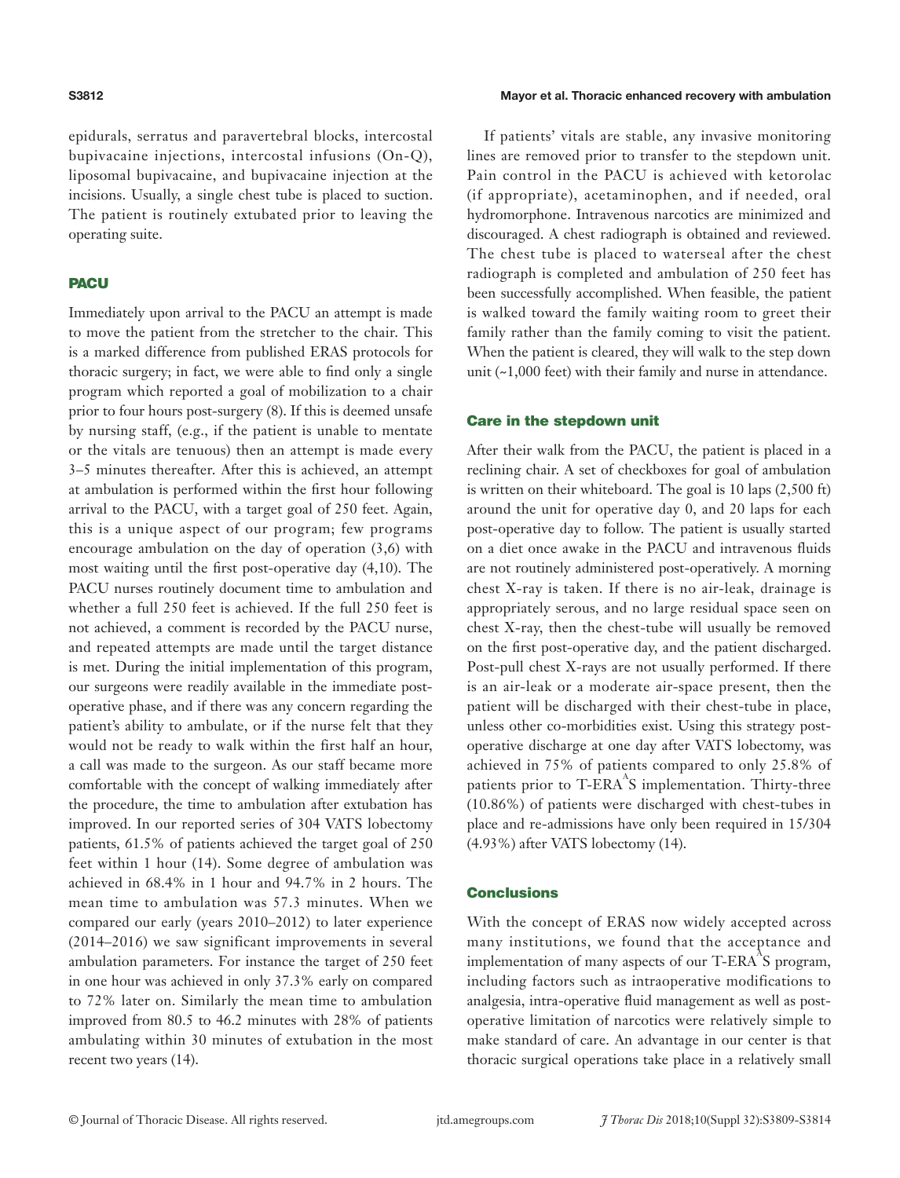epidurals, serratus and paravertebral blocks, intercostal bupivacaine injections, intercostal infusions (On-Q), liposomal bupivacaine, and bupivacaine injection at the incisions. Usually, a single chest tube is placed to suction. The patient is routinely extubated prior to leaving the operating suite.

## PACU

Immediately upon arrival to the PACU an attempt is made to move the patient from the stretcher to the chair. This is a marked difference from published ERAS protocols for thoracic surgery; in fact, we were able to find only a single program which reported a goal of mobilization to a chair prior to four hours post-surgery (8). If this is deemed unsafe by nursing staff, (e.g., if the patient is unable to mentate or the vitals are tenuous) then an attempt is made every 3–5 minutes thereafter. After this is achieved, an attempt at ambulation is performed within the first hour following arrival to the PACU, with a target goal of 250 feet. Again, this is a unique aspect of our program; few programs encourage ambulation on the day of operation (3,6) with most waiting until the first post-operative day (4,10). The PACU nurses routinely document time to ambulation and whether a full 250 feet is achieved. If the full 250 feet is not achieved, a comment is recorded by the PACU nurse, and repeated attempts are made until the target distance is met. During the initial implementation of this program, our surgeons were readily available in the immediate post-operative phase, and if there was any concern regarding the patient's ability to ambulate, or if the nurse felt that they would not be ready to walk within the first half an hour, a call was made to the surgeon. As our staff became more comfortable with the concept of walking immediately after the procedure, the time to ambulation after extubation has improved. In our reported series of 304 VATS lobectomy patients, 61.5% of patients achieved the target goal of 250 feet within 1 hour (14). Some degree of ambulation was achieved in 68.4% in 1 hour and 94.7% in 2 hours. The mean time to ambulation was 57.3 minutes. When we compared our early (years 2010–2012) to later experience (2014–2016) we saw significant improvements in several ambulation parameters. For instance the target of 250 feet in one hour was achieved in only 37.3% early on compared to 72% later on. Similarly the mean time to ambulation improved from 80.5 to 46.2 minutes with 28% of patients ambulating within 30 minutes of extubation in the most recent two years (14).

If patients' vitals are stable, any invasive monitoring lines are removed prior to transfer to the stepdown unit. Pain control in the PACU is achieved with ketorolac (if appropriate), acetaminophen, and if needed, oral hydromorphone. Intravenous narcotics are minimized and discouraged. A chest radiograph is obtained and reviewed. The chest tube is placed to waterseal after the chest radiograph is completed and ambulation of 250 feet has been successfully accomplished. When feasible, the patient is walked toward the family waiting room to greet their family rather than the family coming to visit the patient. When the patient is cleared, they will walk to the step down unit (~1,000 feet) with their family and nurse in attendance.

### Care in the stepdown unit

After their walk from the PACU, the patient is placed in a reclining chair. A set of checkboxes for goal of ambulation is written on their whiteboard. The goal is 10 laps (2,500 ft) around the unit for operative day 0, and 20 laps for each post-operative day to follow. The patient is usually started on a diet once awake in the PACU and intravenous fluids are not routinely administered post-operatively. A morning chest X-ray is taken. If there is no air-leak, drainage is appropriately serous, and no large residual space seen on chest X-ray, then the chest-tube will usually be removed on the first post-operative day, and the patient discharged. Post-pull chest X-rays are not usually performed. If there is an air-leak or a moderate air-space present, then the patient will be discharged with their chest-tube in place, unless other co-morbidities exist. Using this strategy post-operative discharge at one day after VATS lobectomy, was achieved in 75% of patients compared to only 25.8% of patients prior to T-ERA$^{A}$S implementation. Thirty-three (10.86%) of patients were discharged with chest-tubes in place and re-admissions have only been required in 15/304 (4.93%) after VATS lobectomy (14).

### Conclusions

With the concept of ERAS now widely accepted across many institutions, we found that the acceptance and implementation of many aspects of our T-ERA$^{A}$S program, including factors such as intraoperative modifications to analgesia, intra-operative fluid management as well as post-operative limitation of narcotics were relatively simple to make standard of care. An advantage in our center is that thoracic surgical operations take place in a relatively small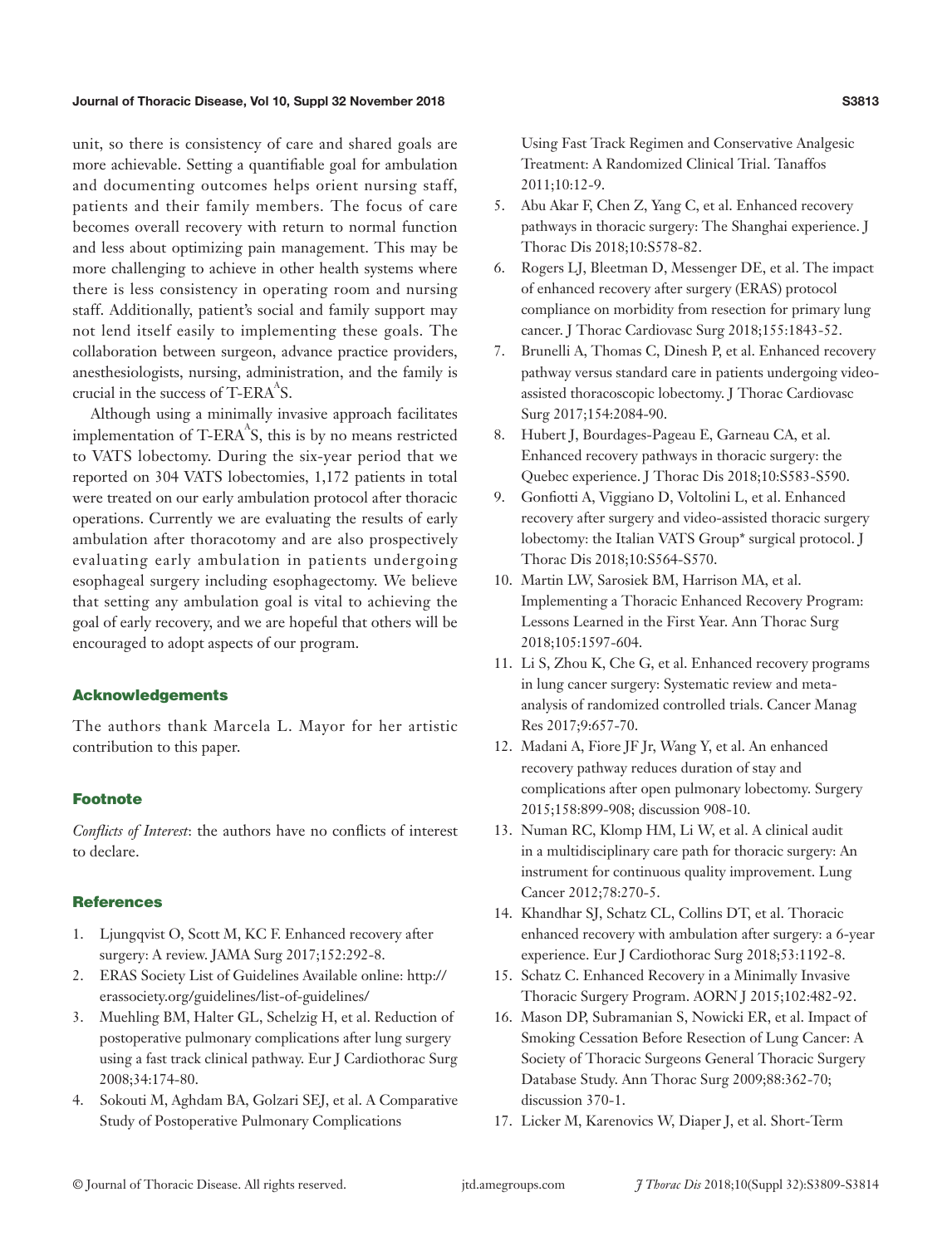unit, so there is consistency of care and shared goals are more achievable. Setting a quantifiable goal for ambulation and documenting outcomes helps orient nursing staff, patients and their family members. The focus of care becomes overall recovery with return to normal function and less about optimizing pain management. This may be more challenging to achieve in other health systems where there is less consistency in operating room and nursing staff. Additionally, patient's social and family support may not lend itself easily to implementing these goals. The collaboration between surgeon, advance practice providers, anesthesiologists, nursing, administration, and the family is crucial in the success of T-ERA[A]S.

Although using a minimally invasive approach facilitates implementation of T-ERA[A]S, this is by no means restricted to VATS lobectomy. During the six-year period that we reported on 304 VATS lobectomies, 1,172 patients in total were treated on our early ambulation protocol after thoracic operations. Currently we are evaluating the results of early ambulation after thoracotomy and are also prospectively evaluating early ambulation in patients undergoing esophageal surgery including esophagectomy. We believe that setting any ambulation goal is vital to achieving the goal of early recovery, and we are hopeful that others will be encouraged to adopt aspects of our program.

## Acknowledgements

The authors thank Marcela L. Mayor for her artistic contribution to this paper.

## Footnote

*Conflicts of Interest*: the authors have no conflicts of interest to declare.

## References

1. Ljungqvist O, Scott M, KC F. Enhanced recovery after surgery: A review. JAMA Surg 2017;152:292-8.
2. ERAS Society List of Guidelines Available online: http://erassociety.org/guidelines/list-of-guidelines/
3. Muehling BM, Halter GL, Schelzig H, et al. Reduction of postoperative pulmonary complications after lung surgery using a fast track clinical pathway. Eur J Cardiothorac Surg 2008;34:174-80.
4. Sokouti M, Aghdam BA, Golzari SEJ, et al. A Comparative Study of Postoperative Pulmonary Complications Using Fast Track Regimen and Conservative Analgesic Treatment: A Randomized Clinical Trial. Tanaffos 2011;10:12-9.
5. Abu Akar F, Chen Z, Yang C, et al. Enhanced recovery pathways in thoracic surgery: The Shanghai experience. J Thorac Dis 2018;10:S578-82.
6. Rogers LJ, Bleetman D, Messenger DE, et al. The impact of enhanced recovery after surgery (ERAS) protocol compliance on morbidity from resection for primary lung cancer. J Thorac Cardiovasc Surg 2018;155:1843-52.
7. Brunelli A, Thomas C, Dinesh P, et al. Enhanced recovery pathway versus standard care in patients undergoing video-assisted thoracoscopic lobectomy. J Thorac Cardiovasc Surg 2017;154:2084-90.
8. Hubert J, Bourdages-Pageau E, Garneau CA, et al. Enhanced recovery pathways in thoracic surgery: the Quebec experience. J Thorac Dis 2018;10:S583-S590.
9. Gonfiotti A, Viggiano D, Voltolini L, et al. Enhanced recovery after surgery and video-assisted thoracic surgery lobectomy: the Italian VATS Group* surgical protocol. J Thorac Dis 2018;10:S564-S570.
10. Martin LW, Sarosiek BM, Harrison MA, et al. Implementing a Thoracic Enhanced Recovery Program: Lessons Learned in the First Year. Ann Thorac Surg 2018;105:1597-604.
11. Li S, Zhou K, Che G, et al. Enhanced recovery programs in lung cancer surgery: Systematic review and meta-analysis of randomized controlled trials. Cancer Manag Res 2017;9:657-70.
12. Madani A, Fiore JF Jr, Wang Y, et al. An enhanced recovery pathway reduces duration of stay and complications after open pulmonary lobectomy. Surgery 2015;158:899-908; discussion 908-10.
13. Numan RC, Klomp HM, Li W, et al. A clinical audit in a multidisciplinary care path for thoracic surgery: An instrument for continuous quality improvement. Lung Cancer 2012;78:270-5.
14. Khandhar SJ, Schatz CL, Collins DT, et al. Thoracic enhanced recovery with ambulation after surgery: a 6-year experience. Eur J Cardiothorac Surg 2018;53:1192-8.
15. Schatz C. Enhanced Recovery in a Minimally Invasive Thoracic Surgery Program. AORN J 2015;102:482-92.
16. Mason DP, Subramanian S, Nowicki ER, et al. Impact of Smoking Cessation Before Resection of Lung Cancer: A Society of Thoracic Surgeons General Thoracic Surgery Database Study. Ann Thorac Surg 2009;88:362-70; discussion 370-1.
17. Licker M, Karenovics W, Diaper J, et al. Short-Term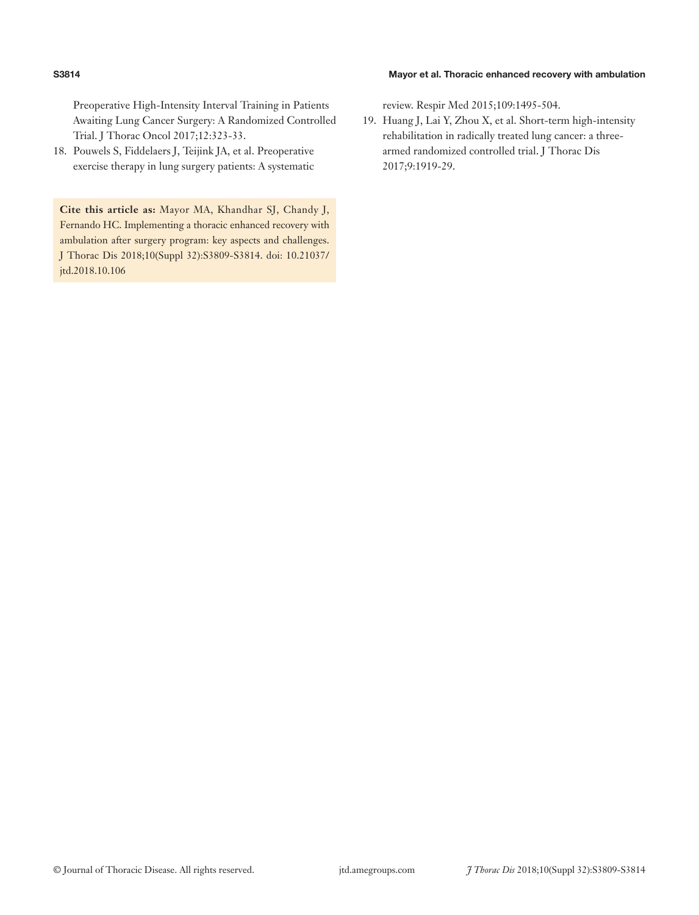Preoperative High-Intensity Interval Training in Patients Awaiting Lung Cancer Surgery: A Randomized Controlled Trial. J Thorac Oncol 2017;12:323-33.

18. Pouwels S, Fiddelaers J, Teijink JA, et al. Preoperative exercise therapy in lung surgery patients: A systematic review. Respir Med 2015;109:1495-504.
19. Huang J, Lai Y, Zhou X, et al. Short-term high-intensity rehabilitation in radically treated lung cancer: a three-armed randomized controlled trial. J Thorac Dis 2017;9:1919-29.

**Cite this article as:** Mayor MA, Khandhar SJ, Chandy J, Fernando HC. Implementing a thoracic enhanced recovery with ambulation after surgery program: key aspects and challenges. J Thorac Dis 2018;10(Suppl 32):S3809-S3814. doi: 10.21037/jtd.2018.10.106